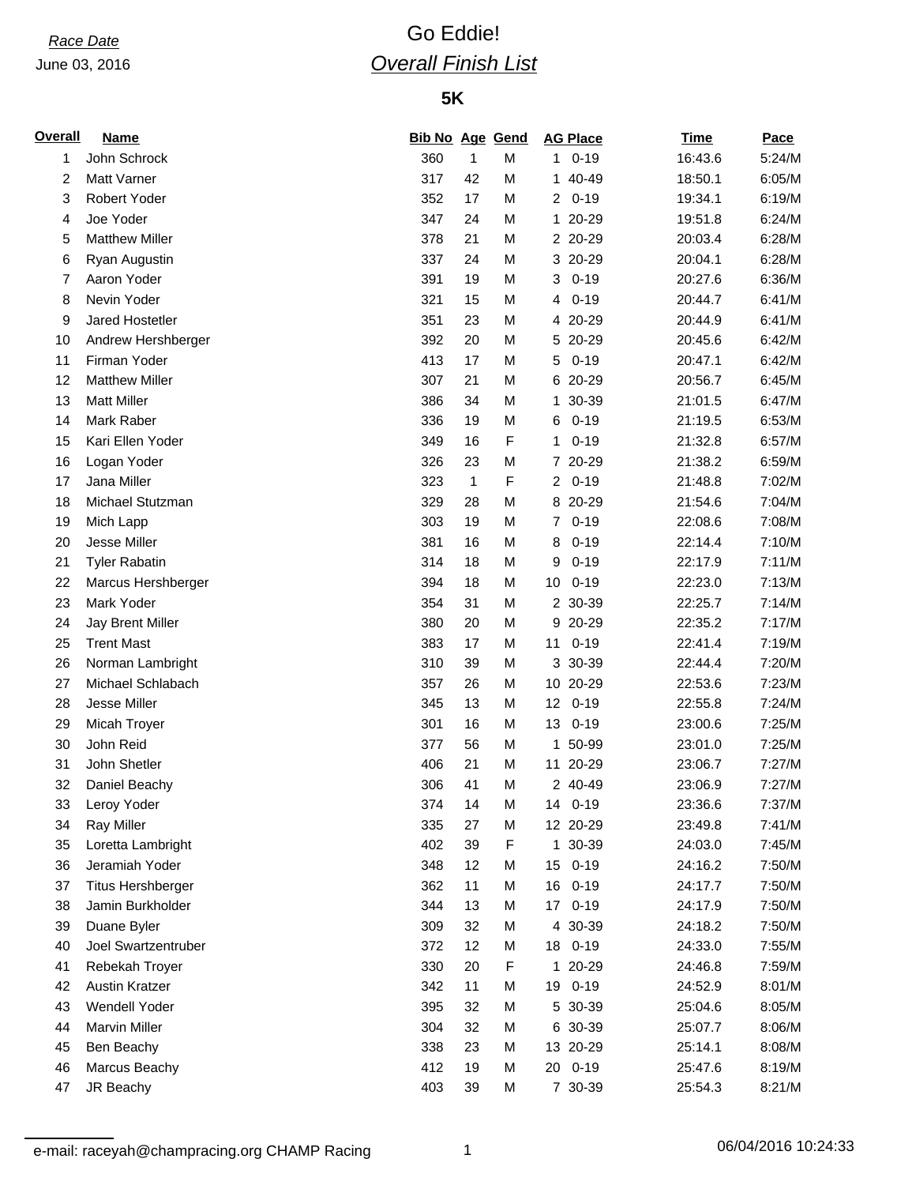*Race Date*

June 03, 2016

# Go Eddie!

## *Overall Finish List*

### 5K

| Overall | Name | Bib No | Age | Gend | AG Place | Time | Pace |
|---|---|---|---|---|---|---|---|
| 1 | John Schrock | 360 | 1 | M | 1 0-19 | 16:43.6 | 5:24/M |
| 2 | Matt Varner | 317 | 42 | M | 1 40-49 | 18:50.1 | 6:05/M |
| 3 | Robert Yoder | 352 | 17 | M | 2 0-19 | 19:34.1 | 6:19/M |
| 4 | Joe Yoder | 347 | 24 | M | 1 20-29 | 19:51.8 | 6:24/M |
| 5 | Matthew Miller | 378 | 21 | M | 2 20-29 | 20:03.4 | 6:28/M |
| 6 | Ryan Augustin | 337 | 24 | M | 3 20-29 | 20:04.1 | 6:28/M |
| 7 | Aaron Yoder | 391 | 19 | M | 3 0-19 | 20:27.6 | 6:36/M |
| 8 | Nevin Yoder | 321 | 15 | M | 4 0-19 | 20:44.7 | 6:41/M |
| 9 | Jared Hostetler | 351 | 23 | M | 4 20-29 | 20:44.9 | 6:41/M |
| 10 | Andrew Hershberger | 392 | 20 | M | 5 20-29 | 20:45.6 | 6:42/M |
| 11 | Firman Yoder | 413 | 17 | M | 5 0-19 | 20:47.1 | 6:42/M |
| 12 | Matthew Miller | 307 | 21 | M | 6 20-29 | 20:56.7 | 6:45/M |
| 13 | Matt Miller | 386 | 34 | M | 1 30-39 | 21:01.5 | 6:47/M |
| 14 | Mark Raber | 336 | 19 | M | 6 0-19 | 21:19.5 | 6:53/M |
| 15 | Kari Ellen Yoder | 349 | 16 | F | 1 0-19 | 21:32.8 | 6:57/M |
| 16 | Logan Yoder | 326 | 23 | M | 7 20-29 | 21:38.2 | 6:59/M |
| 17 | Jana Miller | 323 | 1 | F | 2 0-19 | 21:48.8 | 7:02/M |
| 18 | Michael Stutzman | 329 | 28 | M | 8 20-29 | 21:54.6 | 7:04/M |
| 19 | Mich Lapp | 303 | 19 | M | 7 0-19 | 22:08.6 | 7:08/M |
| 20 | Jesse Miller | 381 | 16 | M | 8 0-19 | 22:14.4 | 7:10/M |
| 21 | Tyler Rabatin | 314 | 18 | M | 9 0-19 | 22:17.9 | 7:11/M |
| 22 | Marcus Hershberger | 394 | 18 | M | 10 0-19 | 22:23.0 | 7:13/M |
| 23 | Mark Yoder | 354 | 31 | M | 2 30-39 | 22:25.7 | 7:14/M |
| 24 | Jay Brent Miller | 380 | 20 | M | 9 20-29 | 22:35.2 | 7:17/M |
| 25 | Trent Mast | 383 | 17 | M | 11 0-19 | 22:41.4 | 7:19/M |
| 26 | Norman Lambright | 310 | 39 | M | 3 30-39 | 22:44.4 | 7:20/M |
| 27 | Michael Schlabach | 357 | 26 | M | 10 20-29 | 22:53.6 | 7:23/M |
| 28 | Jesse Miller | 345 | 13 | M | 12 0-19 | 22:55.8 | 7:24/M |
| 29 | Micah Troyer | 301 | 16 | M | 13 0-19 | 23:00.6 | 7:25/M |
| 30 | John Reid | 377 | 56 | M | 1 50-99 | 23:01.0 | 7:25/M |
| 31 | John Shetler | 406 | 21 | M | 11 20-29 | 23:06.7 | 7:27/M |
| 32 | Daniel Beachy | 306 | 41 | M | 2 40-49 | 23:06.9 | 7:27/M |
| 33 | Leroy Yoder | 374 | 14 | M | 14 0-19 | 23:36.6 | 7:37/M |
| 34 | Ray Miller | 335 | 27 | M | 12 20-29 | 23:49.8 | 7:41/M |
| 35 | Loretta Lambright | 402 | 39 | F | 1 30-39 | 24:03.0 | 7:45/M |
| 36 | Jeramiah Yoder | 348 | 12 | M | 15 0-19 | 24:16.2 | 7:50/M |
| 37 | Titus Hershberger | 362 | 11 | M | 16 0-19 | 24:17.7 | 7:50/M |
| 38 | Jamin Burkholder | 344 | 13 | M | 17 0-19 | 24:17.9 | 7:50/M |
| 39 | Duane Byler | 309 | 32 | M | 4 30-39 | 24:18.2 | 7:50/M |
| 40 | Joel Swartzentruber | 372 | 12 | M | 18 0-19 | 24:33.0 | 7:55/M |
| 41 | Rebekah Troyer | 330 | 20 | F | 1 20-29 | 24:46.8 | 7:59/M |
| 42 | Austin Kratzer | 342 | 11 | M | 19 0-19 | 24:52.9 | 8:01/M |
| 43 | Wendell Yoder | 395 | 32 | M | 5 30-39 | 25:04.6 | 8:05/M |
| 44 | Marvin Miller | 304 | 32 | M | 6 30-39 | 25:07.7 | 8:06/M |
| 45 | Ben Beachy | 338 | 23 | M | 13 20-29 | 25:14.1 | 8:08/M |
| 46 | Marcus Beachy | 412 | 19 | M | 20 0-19 | 25:47.6 | 8:19/M |
| 47 | JR Beachy | 403 | 39 | M | 7 30-39 | 25:54.3 | 8:21/M |

e-mail: raceyah@champracing.org CHAMP Racing

06/04/2016 10:24:33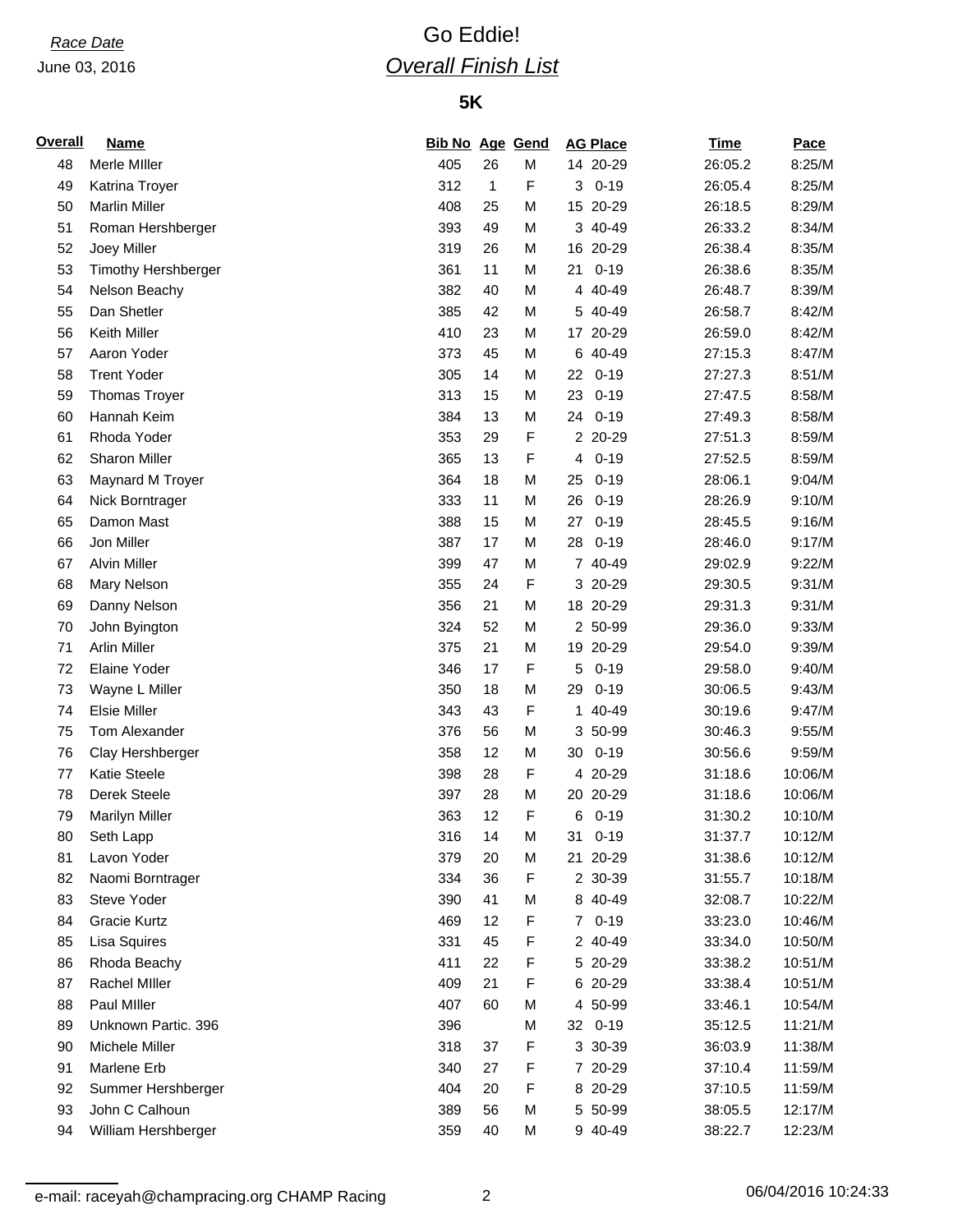*Race Date*

June 03, 2016

# Go Eddie!

## *Overall Finish List*

### 5K

| Overall | Name | Bib No | Age | Gend | AG Place | Time | Pace |
|---|---|---|---|---|---|---|---|
| 48 | Merle MIller | 405 | 26 | M | 14 20-29 | 26:05.2 | 8:25/M |
| 49 | Katrina Troyer | 312 | 1 | F | 3 0-19 | 26:05.4 | 8:25/M |
| 50 | Marlin Miller | 408 | 25 | M | 15 20-29 | 26:18.5 | 8:29/M |
| 51 | Roman Hershberger | 393 | 49 | M | 3 40-49 | 26:33.2 | 8:34/M |
| 52 | Joey Miller | 319 | 26 | M | 16 20-29 | 26:38.4 | 8:35/M |
| 53 | Timothy Hershberger | 361 | 11 | M | 21 0-19 | 26:38.6 | 8:35/M |
| 54 | Nelson Beachy | 382 | 40 | M | 4 40-49 | 26:48.7 | 8:39/M |
| 55 | Dan Shetler | 385 | 42 | M | 5 40-49 | 26:58.7 | 8:42/M |
| 56 | Keith Miller | 410 | 23 | M | 17 20-29 | 26:59.0 | 8:42/M |
| 57 | Aaron Yoder | 373 | 45 | M | 6 40-49 | 27:15.3 | 8:47/M |
| 58 | Trent Yoder | 305 | 14 | M | 22 0-19 | 27:27.3 | 8:51/M |
| 59 | Thomas Troyer | 313 | 15 | M | 23 0-19 | 27:47.5 | 8:58/M |
| 60 | Hannah Keim | 384 | 13 | M | 24 0-19 | 27:49.3 | 8:58/M |
| 61 | Rhoda Yoder | 353 | 29 | F | 2 20-29 | 27:51.3 | 8:59/M |
| 62 | Sharon Miller | 365 | 13 | F | 4 0-19 | 27:52.5 | 8:59/M |
| 63 | Maynard M Troyer | 364 | 18 | M | 25 0-19 | 28:06.1 | 9:04/M |
| 64 | Nick Borntrager | 333 | 11 | M | 26 0-19 | 28:26.9 | 9:10/M |
| 65 | Damon Mast | 388 | 15 | M | 27 0-19 | 28:45.5 | 9:16/M |
| 66 | Jon Miller | 387 | 17 | M | 28 0-19 | 28:46.0 | 9:17/M |
| 67 | Alvin Miller | 399 | 47 | M | 7 40-49 | 29:02.9 | 9:22/M |
| 68 | Mary Nelson | 355 | 24 | F | 3 20-29 | 29:30.5 | 9:31/M |
| 69 | Danny Nelson | 356 | 21 | M | 18 20-29 | 29:31.3 | 9:31/M |
| 70 | John Byington | 324 | 52 | M | 2 50-99 | 29:36.0 | 9:33/M |
| 71 | Arlin Miller | 375 | 21 | M | 19 20-29 | 29:54.0 | 9:39/M |
| 72 | Elaine Yoder | 346 | 17 | F | 5 0-19 | 29:58.0 | 9:40/M |
| 73 | Wayne L Miller | 350 | 18 | M | 29 0-19 | 30:06.5 | 9:43/M |
| 74 | Elsie Miller | 343 | 43 | F | 1 40-49 | 30:19.6 | 9:47/M |
| 75 | Tom Alexander | 376 | 56 | M | 3 50-99 | 30:46.3 | 9:55/M |
| 76 | Clay Hershberger | 358 | 12 | M | 30 0-19 | 30:56.6 | 9:59/M |
| 77 | Katie Steele | 398 | 28 | F | 4 20-29 | 31:18.6 | 10:06/M |
| 78 | Derek Steele | 397 | 28 | M | 20 20-29 | 31:18.6 | 10:06/M |
| 79 | Marilyn Miller | 363 | 12 | F | 6 0-19 | 31:30.2 | 10:10/M |
| 80 | Seth Lapp | 316 | 14 | M | 31 0-19 | 31:37.7 | 10:12/M |
| 81 | Lavon Yoder | 379 | 20 | M | 21 20-29 | 31:38.6 | 10:12/M |
| 82 | Naomi Borntrager | 334 | 36 | F | 2 30-39 | 31:55.7 | 10:18/M |
| 83 | Steve Yoder | 390 | 41 | M | 8 40-49 | 32:08.7 | 10:22/M |
| 84 | Gracie Kurtz | 469 | 12 | F | 7 0-19 | 33:23.0 | 10:46/M |
| 85 | Lisa Squires | 331 | 45 | F | 2 40-49 | 33:34.0 | 10:50/M |
| 86 | Rhoda Beachy | 411 | 22 | F | 5 20-29 | 33:38.2 | 10:51/M |
| 87 | Rachel MIller | 409 | 21 | F | 6 20-29 | 33:38.4 | 10:51/M |
| 88 | Paul MIller | 407 | 60 | M | 4 50-99 | 33:46.1 | 10:54/M |
| 89 | Unknown Partic. 396 | 396 | | M | 32 0-19 | 35:12.5 | 11:21/M |
| 90 | Michele Miller | 318 | 37 | F | 3 30-39 | 36:03.9 | 11:38/M |
| 91 | Marlene Erb | 340 | 27 | F | 7 20-29 | 37:10.4 | 11:59/M |
| 92 | Summer Hershberger | 404 | 20 | F | 8 20-29 | 37:10.5 | 11:59/M |
| 93 | John C Calhoun | 389 | 56 | M | 5 50-99 | 38:05.5 | 12:17/M |
| 94 | William Hershberger | 359 | 40 | M | 9 40-49 | 38:22.7 | 12:23/M |

e-mail: raceyah@champracing.org CHAMP Racing

06/04/2016 10:24:33